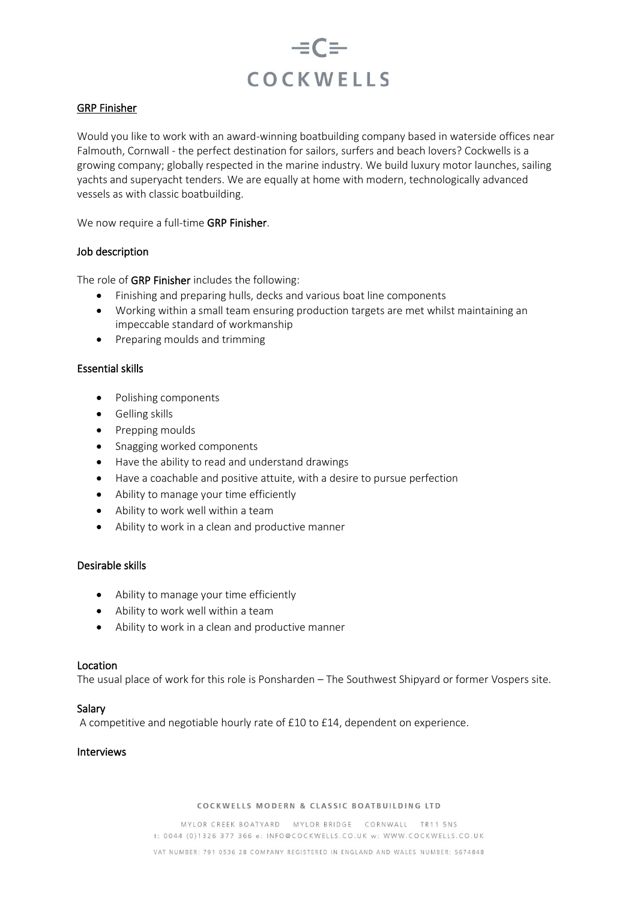# COCKWELLS

## GRP Finisher

Would you like to work with an award-winning boatbuilding company based in waterside offices near Falmouth, Cornwall - the perfect destination for sailors, surfers and beach lovers? Cockwells is a growing company; globally respected in the marine industry. We build luxury motor launches, sailing yachts and superyacht tenders. We are equally at home with modern, technologically advanced vessels as with classic boatbuilding.

We now require a full-time **GRP Finisher**.

### Job description

The role of **GRP Finisher** includes the following:

- Finishing and preparing hulls, decks and various boat line components
- Working within a small team ensuring production targets are met whilst maintaining an impeccable standard of workmanship
- Preparing moulds and trimming

### Essential skills

- Polishing components
- Gelling skills
- Prepping moulds
- Snagging worked components
- Have the ability to read and understand drawings
- Have a coachable and positive attuite, with a desire to pursue perfection
- Ability to manage your time efficiently
- Ability to work well within a team
- Ability to work in a clean and productive manner

### Desirable skills

- Ability to manage your time efficiently
- Ability to work well within a team
- Ability to work in a clean and productive manner

### Location

The usual place of work for this role is Ponsharden – The Southwest Shipyard or former Vospers site.

### Salary

A competitive and negotiable hourly rate of £10 to £14, dependent on experience.

### Interviews

COCKWELLS MODERN & CLASSIC BOATBUILDING LTD

MYLOR CREEK BOATYARD MYLOR BRIDGE CORNWALL TR11 5NS
t: 0044 (0)1326 377 366 e: INFO@COCKWELLS.CO.UK w: WWW.COCKWELLS.CO.UK

VAT NUMBER: 791 0536 28 COMPANY REGISTERED IN ENGLAND AND WALES NUMBER: 5674848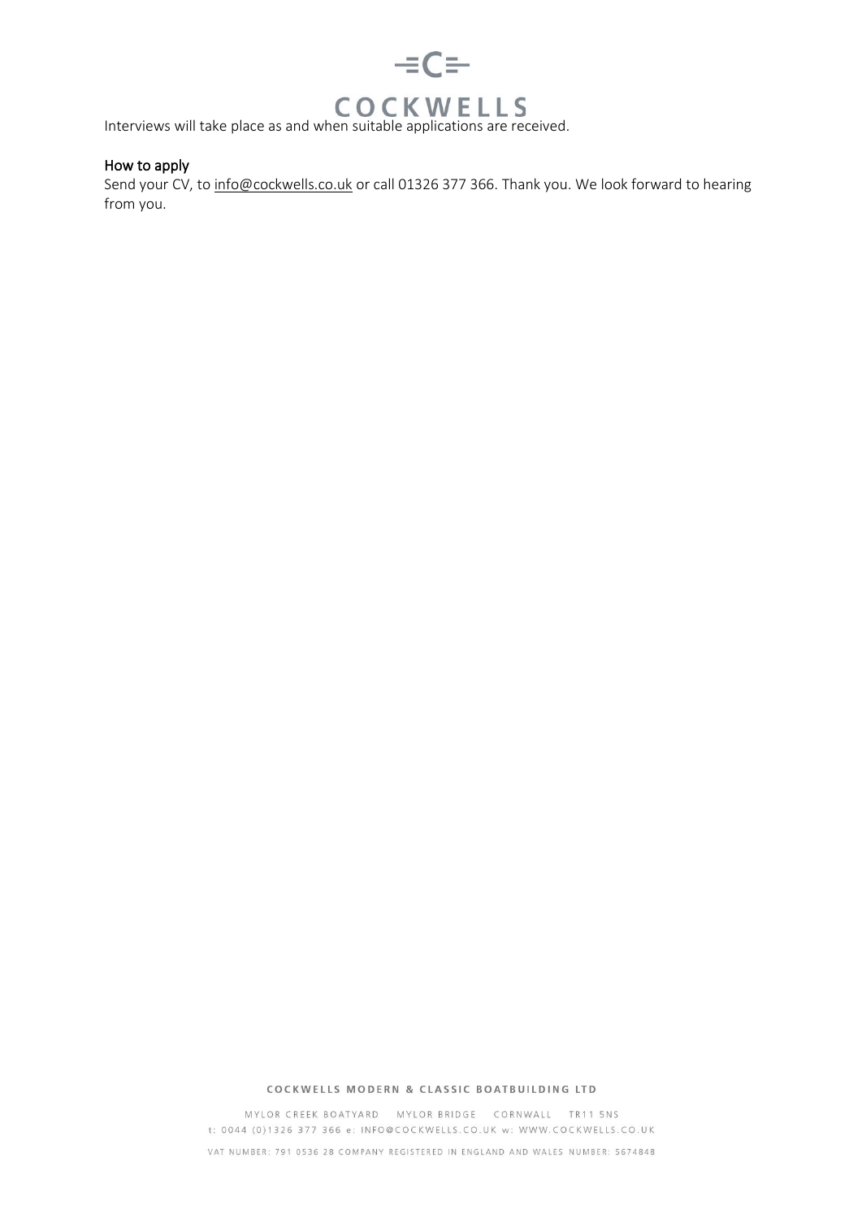Interviews will take place as and when suitable applications are received.

## How to apply

Send your CV, to info@cockwells.co.uk or call 01326 377 366. Thank you. We look forward to hearing from you.